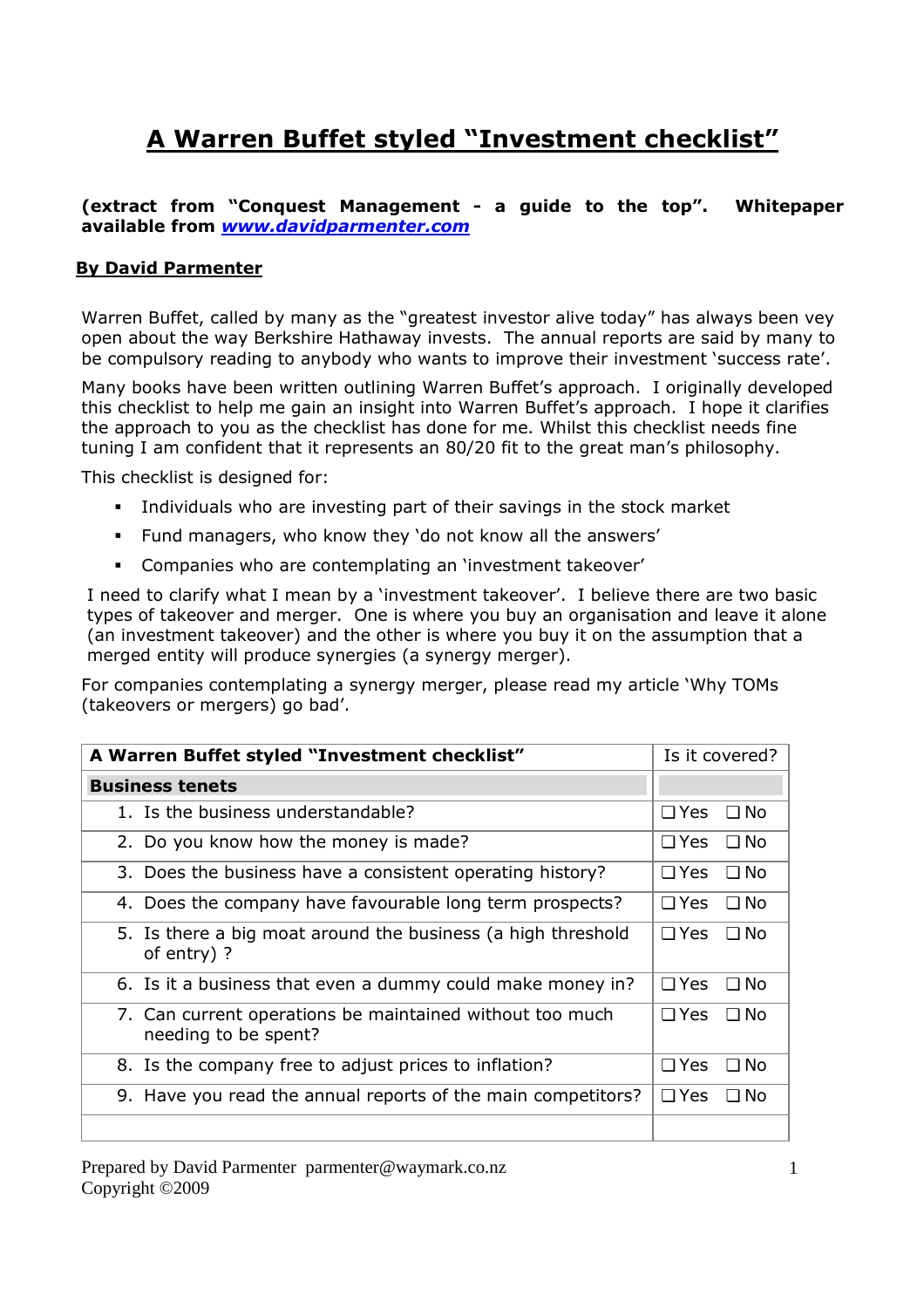# A Warren Buffet styled "Investment checklist"

**(extract from "Conquest Management - a guide to the top". Whitepaper available from *[www.davidparmenter.com](www.davidparmenter.com)***

**By David Parmenter**

Warren Buffet, called by many as the "greatest investor alive today" has always been vey open about the way Berkshire Hathaway invests. The annual reports are said by many to be compulsory reading to anybody who wants to improve their investment 'success rate'.

Many books have been written outlining Warren Buffet's approach. I originally developed this checklist to help me gain an insight into Warren Buffet's approach. I hope it clarifies the approach to you as the checklist has done for me. Whilst this checklist needs fine tuning I am confident that it represents an 80/20 fit to the great man's philosophy.

This checklist is designed for:

- Individuals who are investing part of their savings in the stock market
- Fund managers, who know they 'do not know all the answers'
- Companies who are contemplating an 'investment takeover'

I need to clarify what I mean by a 'investment takeover'. I believe there are two basic types of takeover and merger. One is where you buy an organisation and leave it alone (an investment takeover) and the other is where you buy it on the assumption that a merged entity will produce synergies (a synergy merger).

For companies contemplating a synergy merger, please read my article 'Why TOMs (takeovers or mergers) go bad'.

| **A Warren Buffet styled "Investment checklist"** | Is it covered? |
|---|---|
| **Business tenets** | |
| 1. Is the business understandable? | ☐ Yes ☐ No |
| 2. Do you know how the money is made? | ☐ Yes ☐ No |
| 3. Does the business have a consistent operating history? | ☐ Yes ☐ No |
| 4. Does the company have favourable long term prospects? | ☐ Yes ☐ No |
| 5. Is there a big moat around the business (a high threshold of entry) ? | ☐ Yes ☐ No |
| 6. Is it a business that even a dummy could make money in? | ☐ Yes ☐ No |
| 7. Can current operations be maintained without too much needing to be spent? | ☐ Yes ☐ No |
| 8. Is the company free to adjust prices to inflation? | ☐ Yes ☐ No |
| 9. Have you read the annual reports of the main competitors? | ☐ Yes ☐ No |
| | |

Prepared by David Parmenter parmenter@waymark.co.nz
Copyright ©2009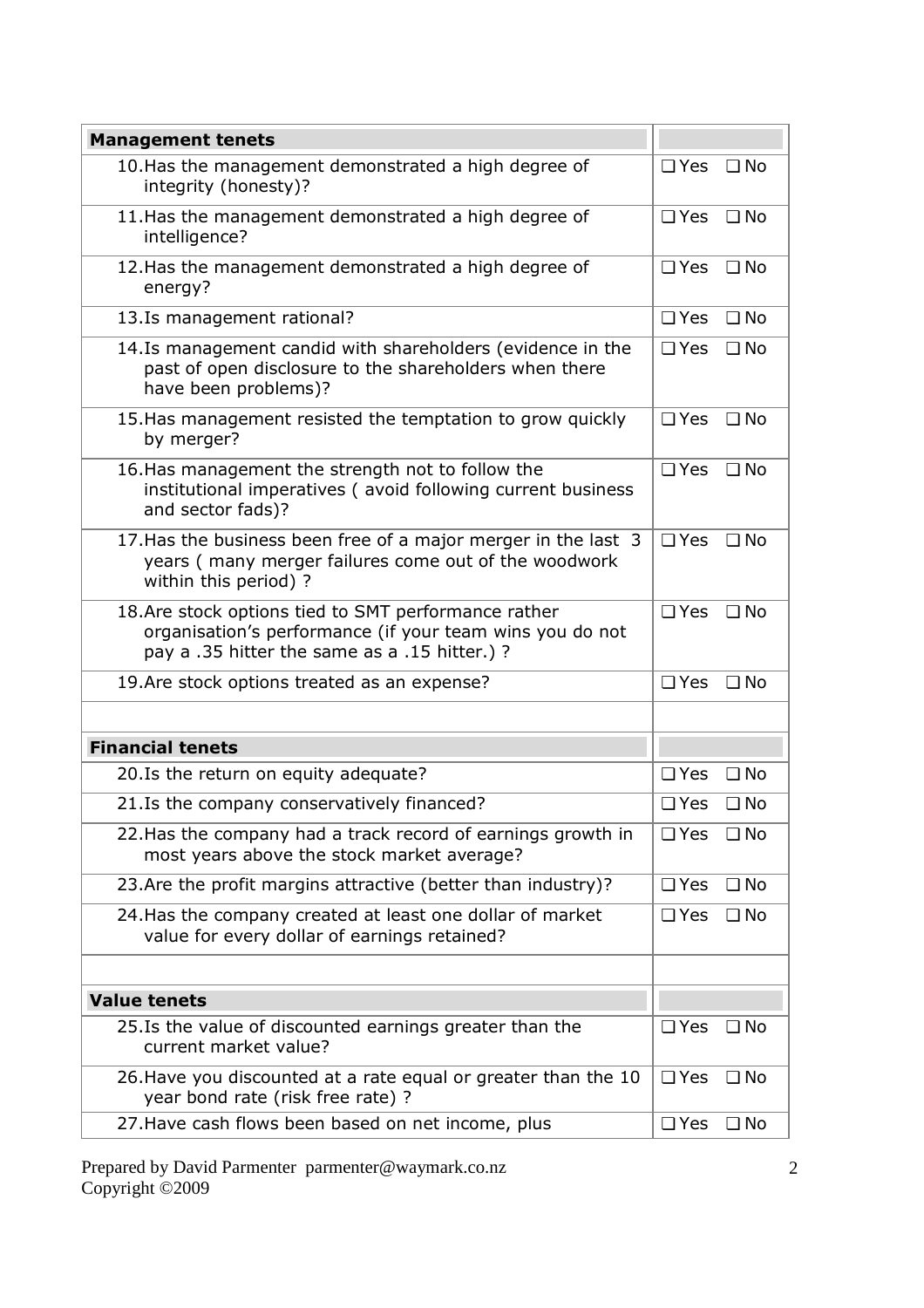| Management tenets | |
|---|---|
| 10. Has the management demonstrated a high degree of integrity (honesty)? | ❑ Yes ❑ No |
| 11. Has the management demonstrated a high degree of intelligence? | ❑ Yes ❑ No |
| 12. Has the management demonstrated a high degree of energy? | ❑ Yes ❑ No |
| 13. Is management rational? | ❑ Yes ❑ No |
| 14. Is management candid with shareholders (evidence in the past of open disclosure to the shareholders when there have been problems)? | ❑ Yes ❑ No |
| 15. Has management resisted the temptation to grow quickly by merger? | ❑ Yes ❑ No |
| 16. Has management the strength not to follow the institutional imperatives ( avoid following current business and sector fads)? | ❑ Yes ❑ No |
| 17. Has the business been free of a major merger in the last 3 years ( many merger failures come out of the woodwork within this period) ? | ❑ Yes ❑ No |
| 18. Are stock options tied to SMT performance rather organisation's performance (if your team wins you do not pay a .35 hitter the same as a .15 hitter.) ? | ❑ Yes ❑ No |
| 19. Are stock options treated as an expense? | ❑ Yes ❑ No |
| | |
| **Financial tenets** | |
| 20. Is the return on equity adequate? | ❑ Yes ❑ No |
| 21. Is the company conservatively financed? | ❑ Yes ❑ No |
| 22. Has the company had a track record of earnings growth in most years above the stock market average? | ❑ Yes ❑ No |
| 23. Are the profit margins attractive (better than industry)? | ❑ Yes ❑ No |
| 24. Has the company created at least one dollar of market value for every dollar of earnings retained? | ❑ Yes ❑ No |
| | |
| **Value tenets** | |
| 25. Is the value of discounted earnings greater than the current market value? | ❑ Yes ❑ No |
| 26. Have you discounted at a rate equal or greater than the 10 year bond rate (risk free rate) ? | ❑ Yes ❑ No |
| 27. Have cash flows been based on net income, plus | ❑ Yes ❑ No |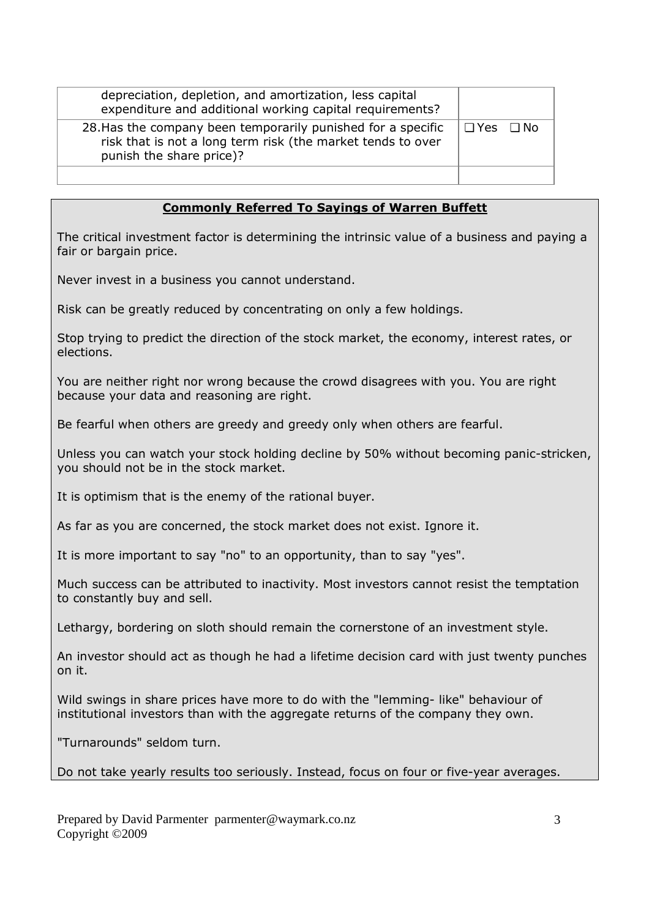| | |
|---|---|
| depreciation, depletion, and amortization, less capital expenditure and additional working capital requirements? | |
| 28. Has the company been temporarily punished for a specific risk that is not a long term risk (the market tends to over punish the share price)? | ❑ Yes ❑ No |
| | |

**Commonly Referred To Sayings of Warren Buffett**

The critical investment factor is determining the intrinsic value of a business and paying a fair or bargain price.

Never invest in a business you cannot understand.

Risk can be greatly reduced by concentrating on only a few holdings.

Stop trying to predict the direction of the stock market, the economy, interest rates, or elections.

You are neither right nor wrong because the crowd disagrees with you. You are right because your data and reasoning are right.

Be fearful when others are greedy and greedy only when others are fearful.

Unless you can watch your stock holding decline by 50% without becoming panic-stricken, you should not be in the stock market.

It is optimism that is the enemy of the rational buyer.

As far as you are concerned, the stock market does not exist. Ignore it.

It is more important to say "no" to an opportunity, than to say "yes".

Much success can be attributed to inactivity. Most investors cannot resist the temptation to constantly buy and sell.

Lethargy, bordering on sloth should remain the cornerstone of an investment style.

An investor should act as though he had a lifetime decision card with just twenty punches on it.

Wild swings in share prices have more to do with the "lemming- like" behaviour of institutional investors than with the aggregate returns of the company they own.

"Turnarounds" seldom turn.

Do not take yearly results too seriously. Instead, focus on four or five-year averages.

Prepared by David Parmenter parmenter@waymark.co.nz
Copyright ©2009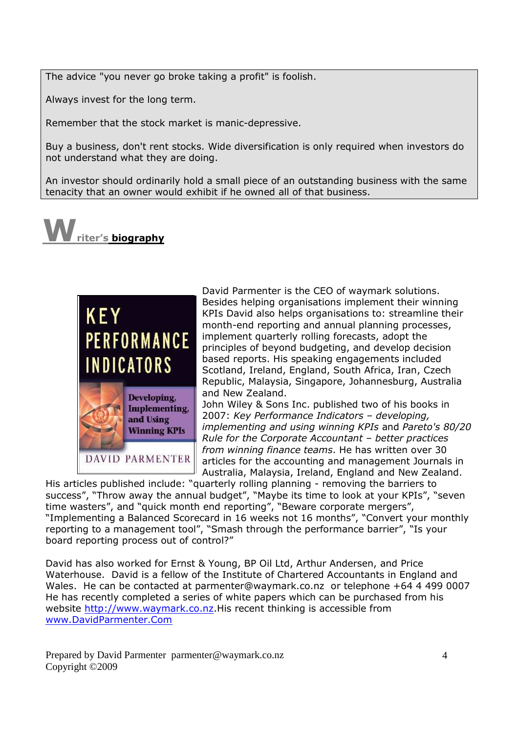The advice "you never go broke taking a profit" is foolish.

Always invest for the long term.

Remember that the stock market is manic-depressive.

Buy a business, don't rent stocks. Wide diversification is only required when investors do not understand what they are doing.

An investor should ordinarily hold a small piece of an outstanding business with the same tenacity that an owner would exhibit if he owned all of that business.

## Writer's biography

David Parmenter is the CEO of waymark solutions. Besides helping organisations implement their winning KPIs David also helps organisations to: streamline their month-end reporting and annual planning processes, implement quarterly rolling forecasts, adopt the principles of beyond budgeting, and develop decision based reports. His speaking engagements included Scotland, Ireland, England, South Africa, Iran, Czech Republic, Malaysia, Singapore, Johannesburg, Australia and New Zealand.

John Wiley & Sons Inc. published two of his books in 2007: *Key Performance Indicators – developing, implementing and using winning KPIs* and *Pareto's 80/20 Rule for the Corporate Accountant – better practices from winning finance teams*. He has written over 30 articles for the accounting and management Journals in Australia, Malaysia, Ireland, England and New Zealand. His articles published include: "quarterly rolling planning - removing the barriers to success", "Throw away the annual budget", "Maybe its time to look at your KPIs", "seven time wasters", and "quick month end reporting", "Beware corporate mergers", "Implementing a Balanced Scorecard in 16 weeks not 16 months", "Convert your monthly reporting to a management tool", "Smash through the performance barrier", "Is your board reporting process out of control?"

David has also worked for Ernst & Young, BP Oil Ltd, Arthur Andersen, and Price Waterhouse. David is a fellow of the Institute of Chartered Accountants in England and Wales. He can be contacted at parmenter@waymark.co.nz or telephone +64 4 499 0007 He has recently completed a series of white papers which can be purchased from his website [http://www.waymark.co.nz](http://www.waymark.co.nz).His recent thinking is accessible from [www.DavidParmenter.Com](http://www.DavidParmenter.Com)